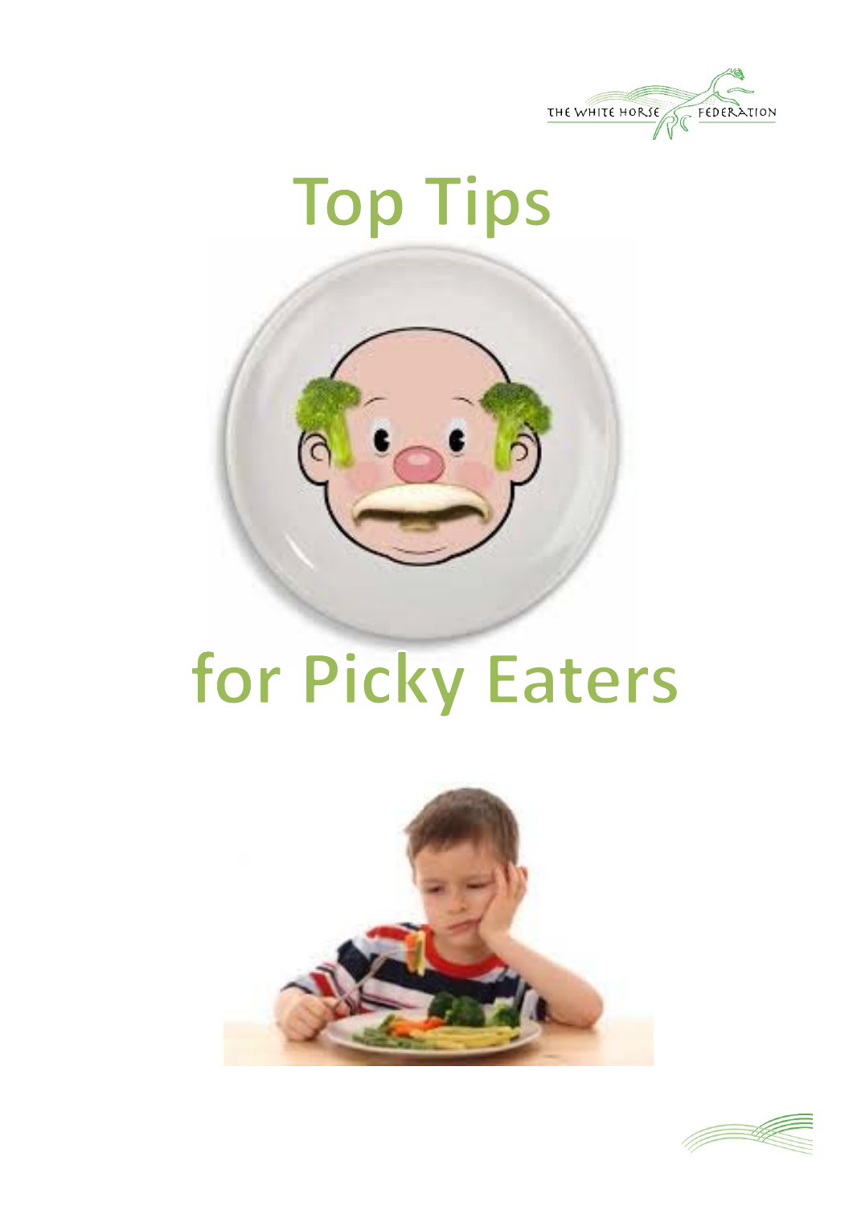THE WHITE HORSE FEDERATION

# Top Tips

# for Picky Eaters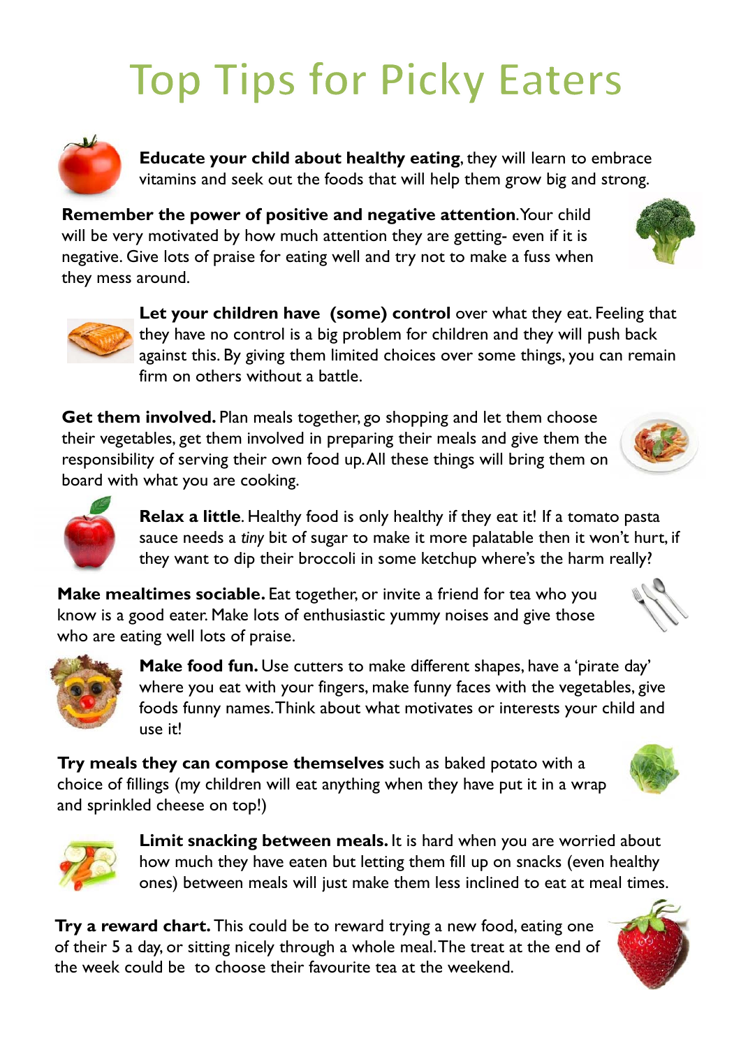# Top Tips for Picky Eaters

**Educate your child about healthy eating**, they will learn to embrace vitamins and seek out the foods that will help them grow big and strong.

**Remember the power of positive and negative attention**. Your child will be very motivated by how much attention they are getting- even if it is negative. Give lots of praise for eating well and try not to make a fuss when they mess around.

**Let your children have (some) control** over what they eat. Feeling that they have no control is a big problem for children and they will push back against this. By giving them limited choices over some things, you can remain firm on others without a battle.

**Get them involved.** Plan meals together, go shopping and let them choose their vegetables, get them involved in preparing their meals and give them the responsibility of serving their own food up. All these things will bring them on board with what you are cooking.

**Relax a little**. Healthy food is only healthy if they eat it! If a tomato pasta sauce needs a *tiny* bit of sugar to make it more palatable then it won't hurt, if they want to dip their broccoli in some ketchup where's the harm really?

**Make mealtimes sociable.** Eat together, or invite a friend for tea who you know is a good eater. Make lots of enthusiastic yummy noises and give those who are eating well lots of praise.

**Make food fun.** Use cutters to make different shapes, have a 'pirate day' where you eat with your fingers, make funny faces with the vegetables, give foods funny names. Think about what motivates or interests your child and use it!

**Try meals they can compose themselves** such as baked potato with a choice of fillings (my children will eat anything when they have put it in a wrap and sprinkled cheese on top!)

**Limit snacking between meals.** It is hard when you are worried about how much they have eaten but letting them fill up on snacks (even healthy ones) between meals will just make them less inclined to eat at meal times.

**Try a reward chart.** This could be to reward trying a new food, eating one of their 5 a day, or sitting nicely through a whole meal. The treat at the end of the week could be to choose their favourite tea at the weekend.